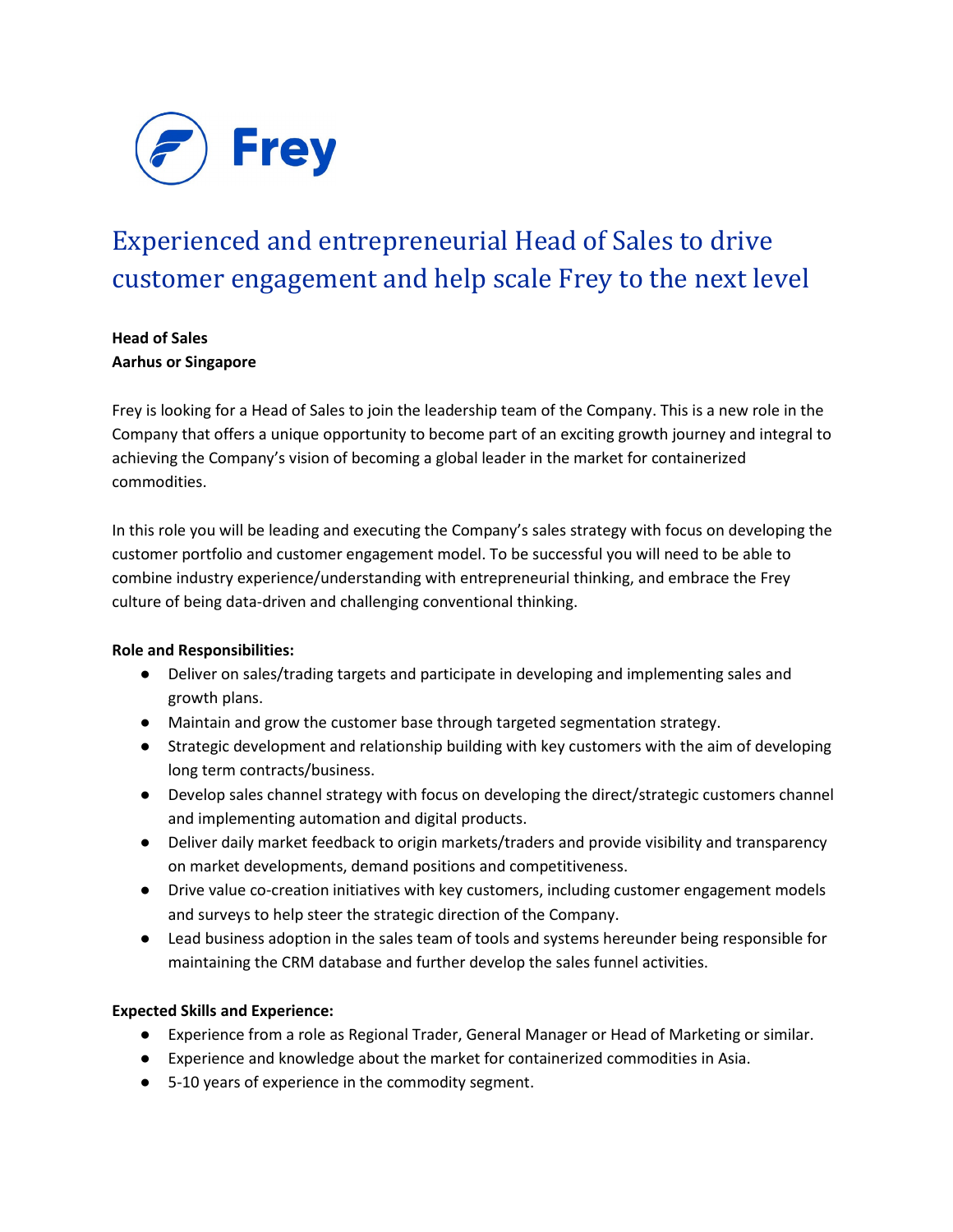Frey

# Experienced and entrepreneurial Head of Sales to drive customer engagement and help scale Frey to the next level

**Head of Sales**
**Aarhus or Singapore**

Frey is looking for a Head of Sales to join the leadership team of the Company. This is a new role in the Company that offers a unique opportunity to become part of an exciting growth journey and integral to achieving the Company's vision of becoming a global leader in the market for containerized commodities.

In this role you will be leading and executing the Company's sales strategy with focus on developing the customer portfolio and customer engagement model. To be successful you will need to be able to combine industry experience/understanding with entrepreneurial thinking, and embrace the Frey culture of being data-driven and challenging conventional thinking.

**Role and Responsibilities:**

- Deliver on sales/trading targets and participate in developing and implementing sales and growth plans.
- Maintain and grow the customer base through targeted segmentation strategy.
- Strategic development and relationship building with key customers with the aim of developing long term contracts/business.
- Develop sales channel strategy with focus on developing the direct/strategic customers channel and implementing automation and digital products.
- Deliver daily market feedback to origin markets/traders and provide visibility and transparency on market developments, demand positions and competitiveness.
- Drive value co-creation initiatives with key customers, including customer engagement models and surveys to help steer the strategic direction of the Company.
- Lead business adoption in the sales team of tools and systems hereunder being responsible for maintaining the CRM database and further develop the sales funnel activities.

**Expected Skills and Experience:**

- Experience from a role as Regional Trader, General Manager or Head of Marketing or similar.
- Experience and knowledge about the market for containerized commodities in Asia.
- 5-10 years of experience in the commodity segment.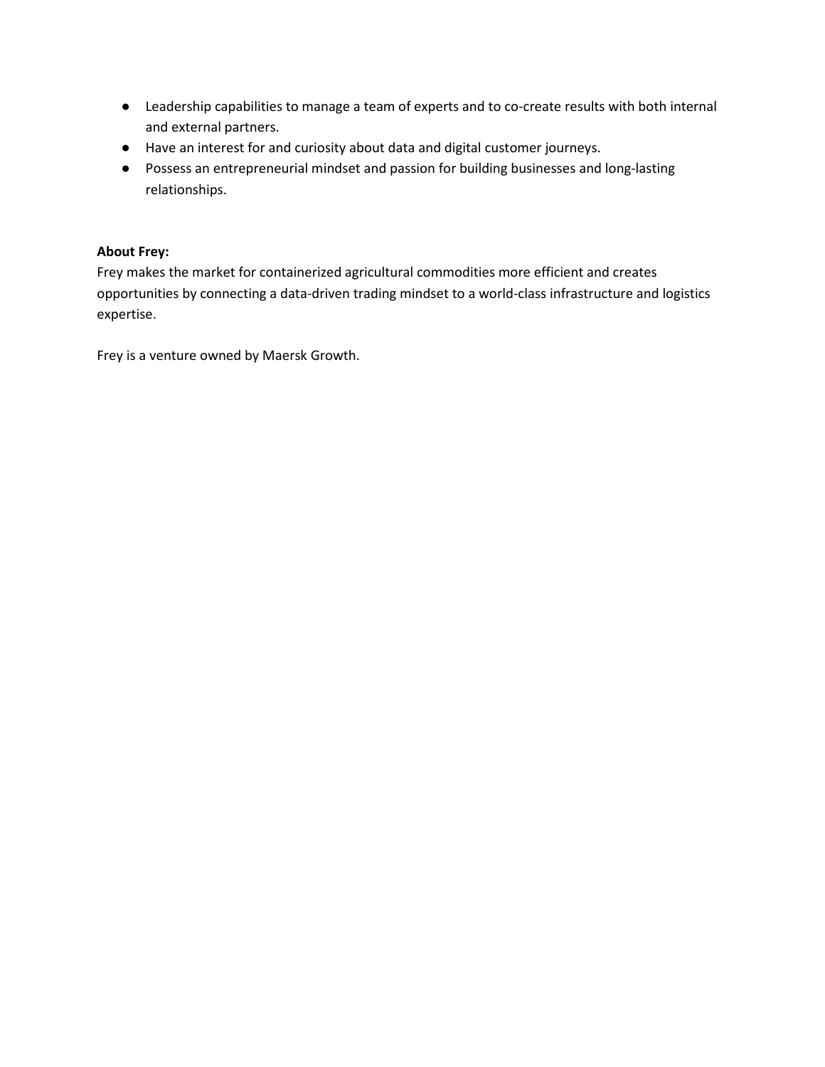- Leadership capabilities to manage a team of experts and to co-create results with both internal and external partners.
- Have an interest for and curiosity about data and digital customer journeys.
- Possess an entrepreneurial mindset and passion for building businesses and long-lasting relationships.

**About Frey:**

Frey makes the market for containerized agricultural commodities more efficient and creates opportunities by connecting a data-driven trading mindset to a world-class infrastructure and logistics expertise.

Frey is a venture owned by Maersk Growth.